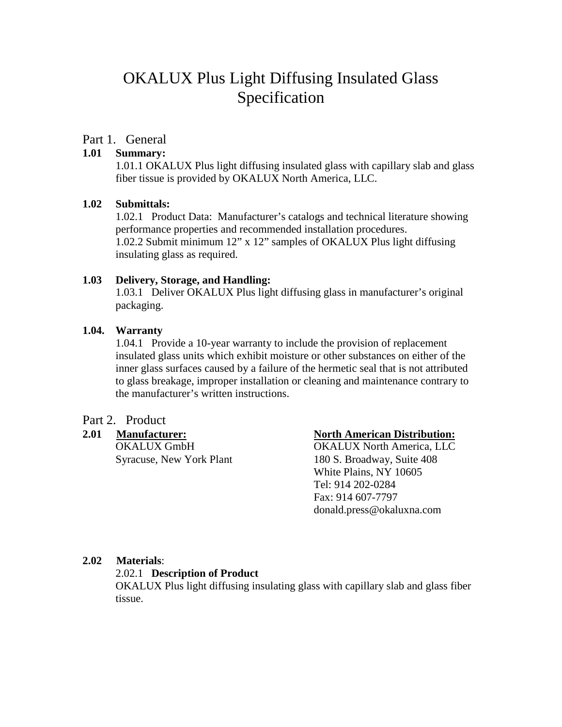# OKALUX Plus Light Diffusing Insulated Glass Specification

## Part 1. General

**1.01 Summary:**

1.01.1 OKALUX Plus light diffusing insulated glass with capillary slab and glass fiber tissue is provided by OKALUX North America, LLC.

**1.02 Submittals:**

1.02.1 Product Data: Manufacturer's catalogs and technical literature showing performance properties and recommended installation procedures.
1.02.2 Submit minimum 12" x 12" samples of OKALUX Plus light diffusing insulating glass as required.

**1.03 Delivery, Storage, and Handling:**

1.03.1 Deliver OKALUX Plus light diffusing glass in manufacturer's original packaging.

**1.04. Warranty**

1.04.1 Provide a 10-year warranty to include the provision of replacement insulated glass units which exhibit moisture or other substances on either of the inner glass surfaces caused by a failure of the hermetic seal that is not attributed to glass breakage, improper installation or cleaning and maintenance contrary to the manufacturer's written instructions.

## Part 2. Product

**2.01 <u>Manufacturer:</u>**

OKALUX GmbH
Syracuse, New York Plant

**<u>North American Distribution:</u>**

OKALUX North America, LLC
180 S. Broadway, Suite 408
White Plains, NY 10605
Tel: 914 202-0284
Fax: 914 607-7797
donald.press@okaluxna.com

**2.02 Materials**:

2.02.1 **Description of Product**

OKALUX Plus light diffusing insulating glass with capillary slab and glass fiber tissue.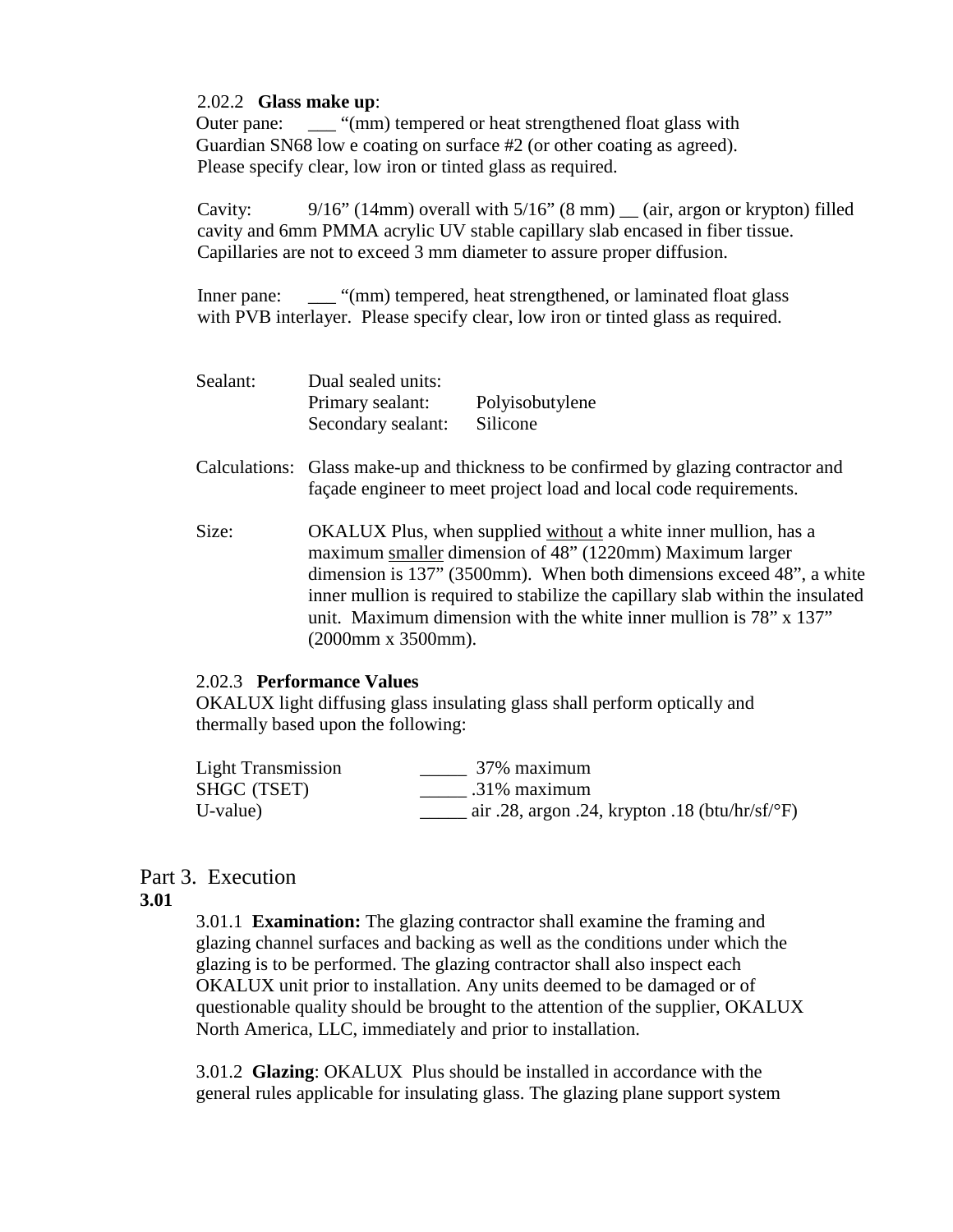2.02.2 **Glass make up**:

Outer pane: ___ "(mm) tempered or heat strengthened float glass with Guardian SN68 low e coating on surface #2 (or other coating as agreed). Please specify clear, low iron or tinted glass as required.

Cavity: 9/16" (14mm) overall with 5/16" (8 mm) __ (air, argon or krypton) filled cavity and 6mm PMMA acrylic UV stable capillary slab encased in fiber tissue. Capillaries are not to exceed 3 mm diameter to assure proper diffusion.

Inner pane: ___ "(mm) tempered, heat strengthened, or laminated float glass with PVB interlayer. Please specify clear, low iron or tinted glass as required.

Sealant: Dual sealed units:
Primary sealant: Polyisobutylene
Secondary sealant: Silicone

Calculations: Glass make-up and thickness to be confirmed by glazing contractor and façade engineer to meet project load and local code requirements.

Size: OKALUX Plus, when supplied without a white inner mullion, has a maximum smaller dimension of 48" (1220mm) Maximum larger dimension is 137" (3500mm). When both dimensions exceed 48", a white inner mullion is required to stabilize the capillary slab within the insulated unit. Maximum dimension with the white inner mullion is 78" x 137" (2000mm x 3500mm).

2.02.3 **Performance Values**

OKALUX light diffusing glass insulating glass shall perform optically and thermally based upon the following:

| | |
|---|---|
| Light Transmission | _____ 37% maximum |
| SHGC (TSET) | _____ .31% maximum |
| U-value) | _____ air .28, argon .24, krypton .18 (btu/hr/sf/°F) |

## Part 3. Execution

**3.01**

3.01.1 **Examination:** The glazing contractor shall examine the framing and glazing channel surfaces and backing as well as the conditions under which the glazing is to be performed. The glazing contractor shall also inspect each OKALUX unit prior to installation. Any units deemed to be damaged or of questionable quality should be brought to the attention of the supplier, OKALUX North America, LLC, immediately and prior to installation.

3.01.2 **Glazing**: OKALUX Plus should be installed in accordance with the general rules applicable for insulating glass. The glazing plane support system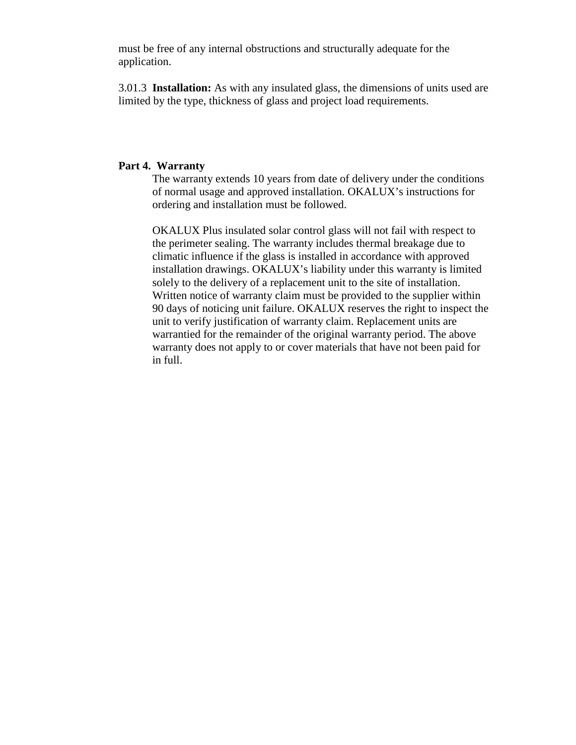must be free of any internal obstructions and structurally adequate for the application.

3.01.3 **Installation:** As with any insulated glass, the dimensions of units used are limited by the type, thickness of glass and project load requirements.

**Part 4. Warranty**

The warranty extends 10 years from date of delivery under the conditions of normal usage and approved installation. OKALUX's instructions for ordering and installation must be followed.

OKALUX Plus insulated solar control glass will not fail with respect to the perimeter sealing. The warranty includes thermal breakage due to climatic influence if the glass is installed in accordance with approved installation drawings. OKALUX's liability under this warranty is limited solely to the delivery of a replacement unit to the site of installation. Written notice of warranty claim must be provided to the supplier within 90 days of noticing unit failure. OKALUX reserves the right to inspect the unit to verify justification of warranty claim. Replacement units are warrantied for the remainder of the original warranty period. The above warranty does not apply to or cover materials that have not been paid for in full.